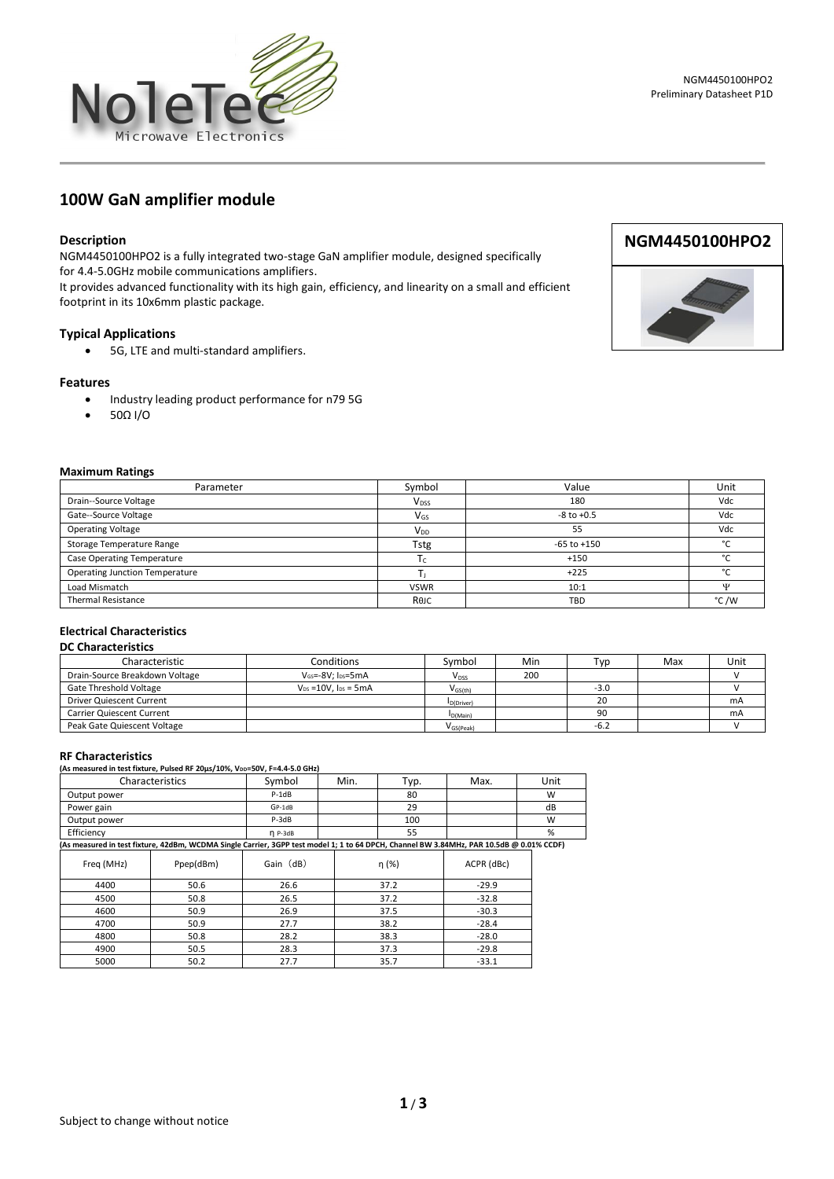# 100W GaN amplifier module

**NGM4450100HPO2**

### Description

NGM4450100HPO2 is a fully integrated two-stage GaN amplifier module, designed specifically for 4.4-5.0GHz mobile communications amplifiers.

It provides advanced functionality with its high gain, efficiency, and linearity on a small and efficient footprint in its 10x6mm plastic package.

### Typical Applications

- 5G, LTE and multi-standard amplifiers.

### Features

- Industry leading product performance for n79 5G
- 50Ω I/O

### Maximum Ratings

| Parameter | Symbol | Value | Unit |
|---|---|---|---|
| Drain--Source Voltage | $V_{DSS}$ | 180 | Vdc |
| Gate--Source Voltage | $V_{GS}$ | -8 to +0.5 | Vdc |
| Operating Voltage | $V_{DD}$ | 55 | Vdc |
| Storage Temperature Range | Tstg | -65 to +150 | °C |
| Case Operating Temperature | $T_C$ | +150 | °C |
| Operating Junction Temperature | $T_J$ | +225 | °C |
| Load Mismatch | VSWR | 10:1 | Ψ |
| Thermal Resistance | RθJC | TBD | °C /W |

### Electrical Characteristics

#### DC Characteristics

| Characteristic | Conditions | Symbol | Min | Typ | Max | Unit |
|---|---|---|---|---|---|---|
| Drain-Source Breakdown Voltage | $V_{GS}$=-8V; $I_{DS}$=5mA | $V_{DSS}$ | 200 | | | V |
| Gate Threshold Voltage | $V_{DS}$ =10V, $I_{DS}$ = 5mA | $V_{GS(th)}$ | | -3.0 | | V |
| Driver Quiescent Current | | $I_{D(Driver)}$ | | 20 | | mA |
| Carrier Quiescent Current | | $I_{D(Main)}$ | | 90 | | mA |
| Peak Gate Quiescent Voltage | | $V_{GS(Peak)}$ | | -6.2 | | V |

#### RF Characteristics

**(As measured in test fixture, Pulsed RF 20µs/10%, $V_{DD}$=50V, F=4.4-5.0 GHz)**

| Characteristics | Symbol | Min. | Typ. | Max. | Unit |
|---|---|---|---|---|---|
| Output power | P-1dB | | 80 | | W |
| Power gain | GP-1dB | | 29 | | dB |
| Output power | P-3dB | | 100 | | W |
| Efficiency | η P-3dB | | 55 | | % |

**(As measured in test fixture, 42dBm, WCDMA Single Carrier, 3GPP test model 1; 1 to 64 DPCH, Channel BW 3.84MHz, PAR 10.5dB @ 0.01% CCDF)**

| Freq (MHz) | Ppep(dBm) | Gain（dB） | η (%) | ACPR (dBc) |
|---|---|---|---|---|
| 4400 | 50.6 | 26.6 | 37.2 | -29.9 |
| 4500 | 50.8 | 26.5 | 37.2 | -32.8 |
| 4600 | 50.9 | 26.9 | 37.5 | -30.3 |
| 4700 | 50.9 | 27.7 | 38.2 | -28.4 |
| 4800 | 50.8 | 28.2 | 38.3 | -28.0 |
| 4900 | 50.5 | 28.3 | 37.3 | -29.8 |
| 5000 | 50.2 | 27.7 | 35.7 | -33.1 |

Subject to change without notice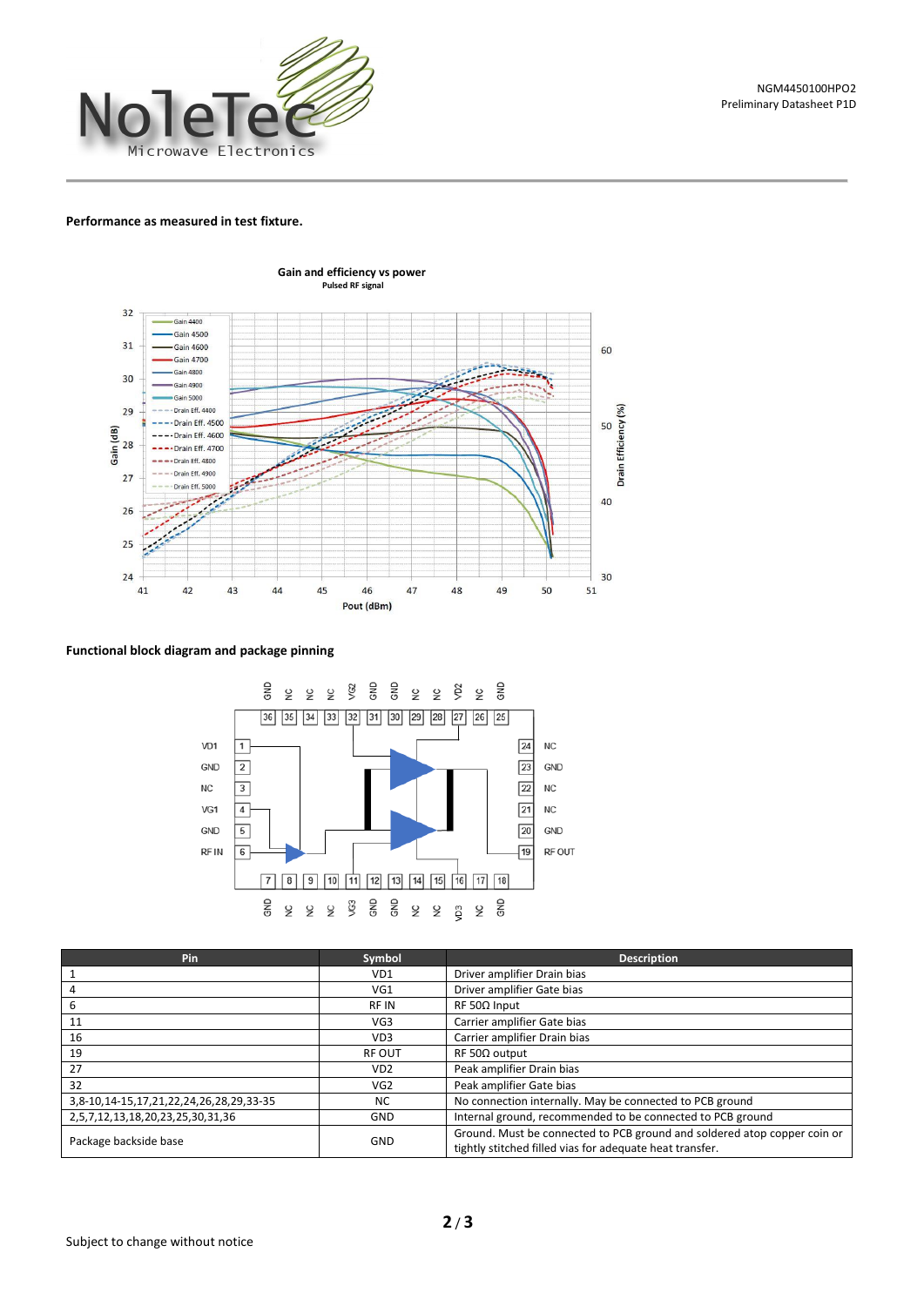Performance as measured in test fixture.

Gain and efficiency vs power

Pulsed RF signal

Functional block diagram and package pinning

| Pin | Symbol | Description |
|---|---|---|
| 1 | VD1 | Driver amplifier Drain bias |
| 4 | VG1 | Driver amplifier Gate bias |
| 6 | RF IN | RF 50Ω Input |
| 11 | VG3 | Carrier amplifier Gate bias |
| 16 | VD3 | Carrier amplifier Drain bias |
| 19 | RF OUT | RF 50Ω output |
| 27 | VD2 | Peak amplifier Drain bias |
| 32 | VG2 | Peak amplifier Gate bias |
| 3,8-10,14-15,17,21,22,24,26,28,29,33-35 | NC | No connection internally. May be connected to PCB ground |
| 2,5,7,12,13,18,20,23,25,30,31,36 | GND | Internal ground, recommended to be connected to PCB ground |
| Package backside base | GND | Ground. Must be connected to PCB ground and soldered atop copper coin or tightly stitched filled vias for adequate heat transfer. |

Subject to change without notice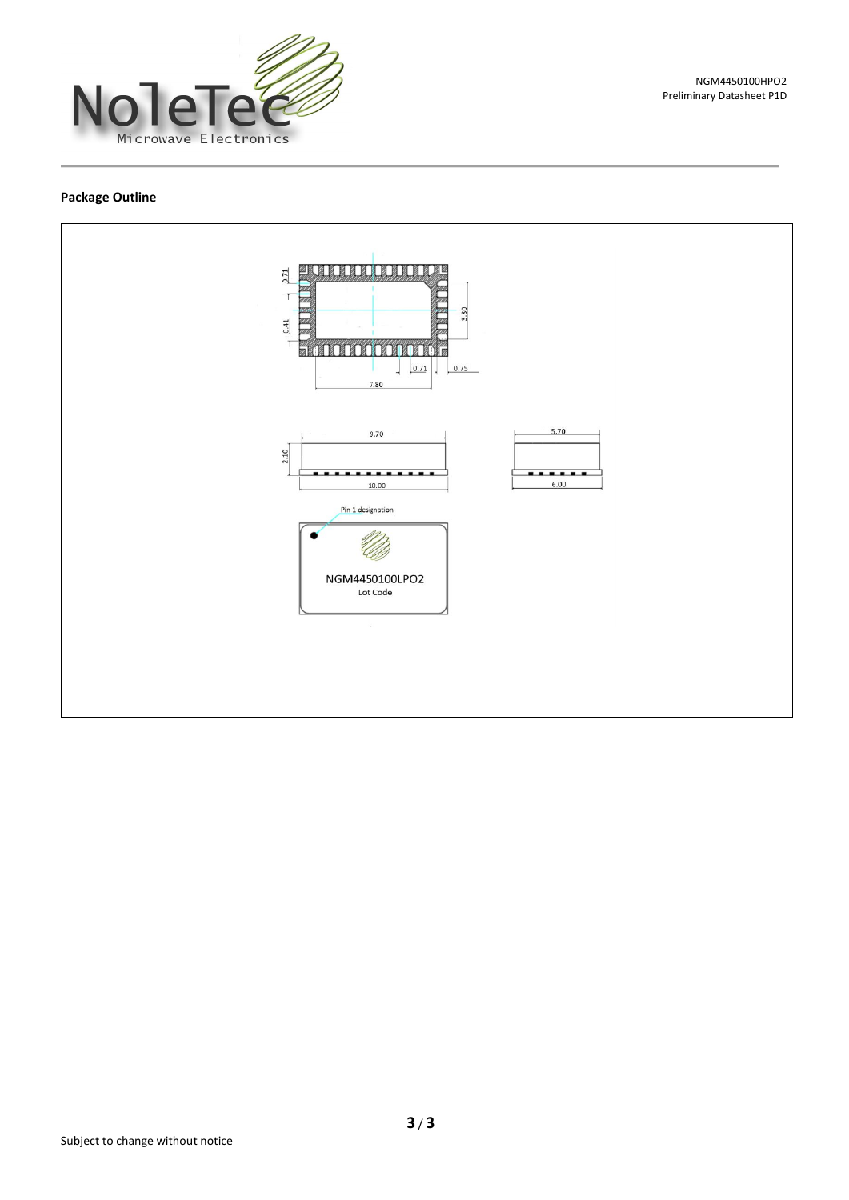## Package Outline

0.71

0.41

3.80

0.71

0.75

7.80

9.70

2.10

10.00

5.70

6.00

Pin 1 designation

NGM4450100LPO2

Lot Code

Subject to change without notice